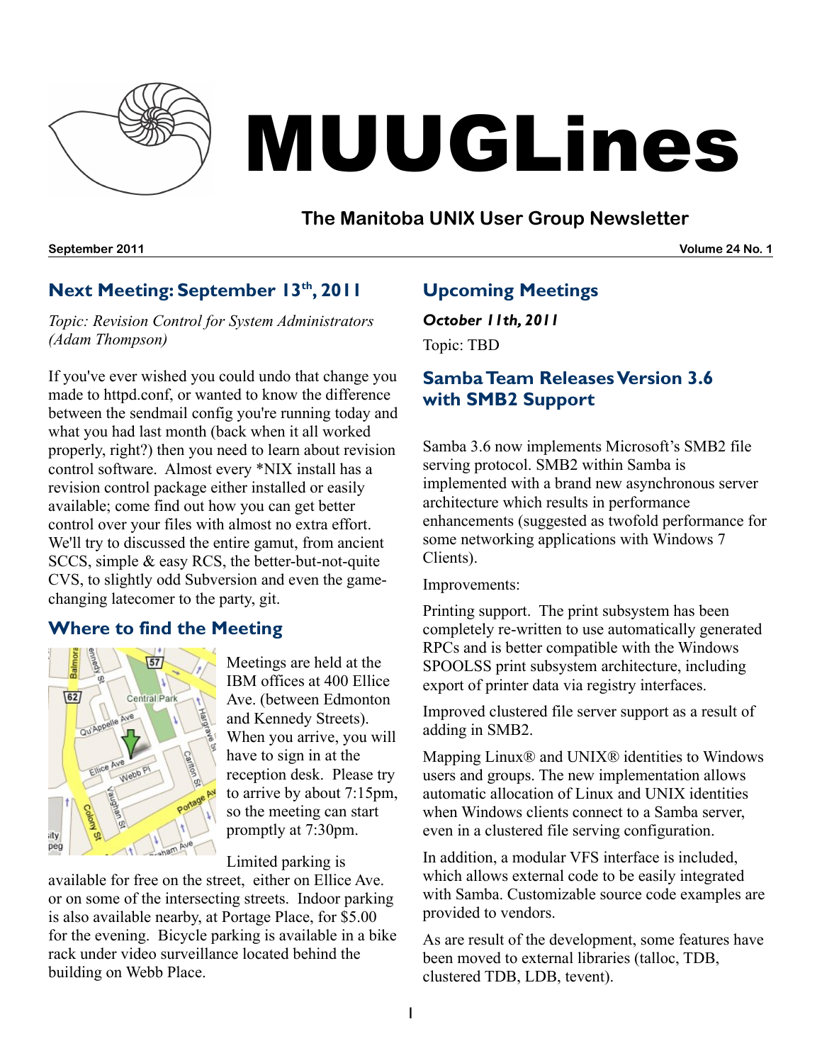# MUUGLines

## The Manitoba UNIX User Group Newsletter

**September 2011** **Volume 24 No. 1**

## Next Meeting: September 13th, 2011

*Topic: Revision Control for System Administrators (Adam Thompson)*

If you've ever wished you could undo that change you made to httpd.conf, or wanted to know the difference between the sendmail config you're running today and what you had last month (back when it all worked properly, right?) then you need to learn about revision control software. Almost every *NIX install has a revision control package either installed or easily available; come find out how you can get better control over your files with almost no extra effort. We'll try to discussed the entire gamut, from ancient SCCS, simple & easy RCS, the better-but-not-quite CVS, to slightly odd Subversion and even the game-changing latecomer to the party, git.

## Where to find the Meeting

Meetings are held at the IBM offices at 400 Ellice Ave. (between Edmonton and Kennedy Streets). When you arrive, you will have to sign in at the reception desk. Please try to arrive by about 7:15pm, so the meeting can start promptly at 7:30pm.

Limited parking is available for free on the street, either on Ellice Ave. or on some of the intersecting streets. Indoor parking is also available nearby, at Portage Place, for $5.00 for the evening. Bicycle parking is available in a bike rack under video surveillance located behind the building on Webb Place.

## Upcoming Meetings

***October 11th, 2011***

Topic: TBD

## Samba Team Releases Version 3.6 with SMB2 Support

Samba 3.6 now implements Microsoft's SMB2 file serving protocol. SMB2 within Samba is implemented with a brand new asynchronous server architecture which results in performance enhancements (suggested as twofold performance for some networking applications with Windows 7 Clients).

Improvements:

Printing support. The print subsystem has been completely re-written to use automatically generated RPCs and is better compatible with the Windows SPOOLSS print subsystem architecture, including export of printer data via registry interfaces.

Improved clustered file server support as a result of adding in SMB2.

Mapping Linux® and UNIX® identities to Windows users and groups. The new implementation allows automatic allocation of Linux and UNIX identities when Windows clients connect to a Samba server, even in a clustered file serving configuration.

In addition, a modular VFS interface is included, which allows external code to be easily integrated with Samba. Customizable source code examples are provided to vendors.

As are result of the development, some features have been moved to external libraries (talloc, TDB, clustered TDB, LDB, tevent).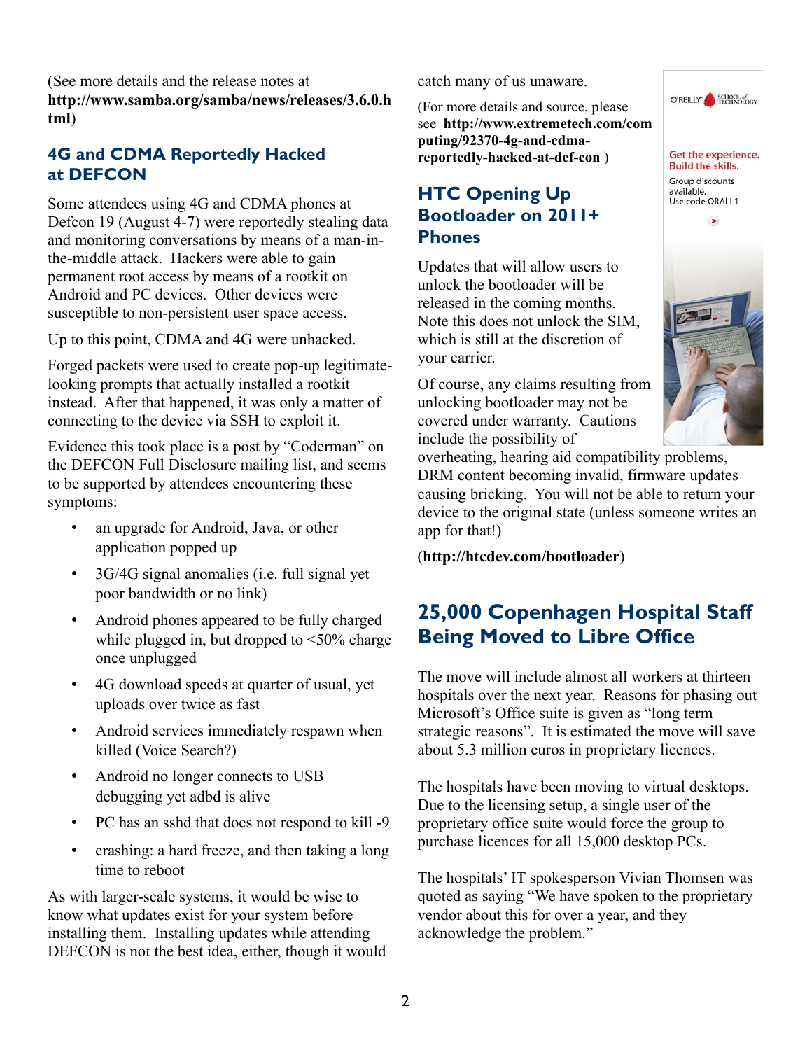(See more details and the release notes at **http://www.samba.org/samba/news/releases/3.6.0.html**)

## 4G and CDMA Reportedly Hacked at DEFCON

Some attendees using 4G and CDMA phones at Defcon 19 (August 4-7) were reportedly stealing data and monitoring conversations by means of a man-in-the-middle attack. Hackers were able to gain permanent root access by means of a rootkit on Android and PC devices. Other devices were susceptible to non-persistent user space access.

Up to this point, CDMA and 4G were unhacked.

Forged packets were used to create pop-up legitimate-looking prompts that actually installed a rootkit instead. After that happened, it was only a matter of connecting to the device via SSH to exploit it.

Evidence this took place is a post by "Coderman" on the DEFCON Full Disclosure mailing list, and seems to be supported by attendees encountering these symptoms:

- an upgrade for Android, Java, or other application popped up
- 3G/4G signal anomalies (i.e. full signal yet poor bandwidth or no link)
- Android phones appeared to be fully charged while plugged in, but dropped to <50% charge once unplugged
- 4G download speeds at quarter of usual, yet uploads over twice as fast
- Android services immediately respawn when killed (Voice Search?)
- Android no longer connects to USB debugging yet adbd is alive
- PC has an sshd that does not respond to kill -9
- crashing: a hard freeze, and then taking a long time to reboot

As with larger-scale systems, it would be wise to know what updates exist for your system before installing them. Installing updates while attending DEFCON is not the best idea, either, though it would catch many of us unaware.

(For more details and source, please see **http://www.extremetech.com/computing/92370-4g-and-cdma-reportedly-hacked-at-def-con** )

## HTC Opening Up Bootloader on 2011+ Phones

Updates that will allow users to unlock the bootloader will be released in the coming months. Note this does not unlock the SIM, which is still at the discretion of your carrier.

Of course, any claims resulting from unlocking bootloader may not be covered under warranty. Cautions include the possibility of overheating, hearing aid compatibility problems, DRM content becoming invalid, firmware updates causing bricking. You will not be able to return your device to the original state (unless someone writes an app for that!)

(**http://htcdev.com/bootloader**)

## 25,000 Copenhagen Hospital Staff Being Moved to Libre Office

The move will include almost all workers at thirteen hospitals over the next year. Reasons for phasing out Microsoft's Office suite is given as "long term strategic reasons". It is estimated the move will save about 5.3 million euros in proprietary licences.

The hospitals have been moving to virtual desktops. Due to the licensing setup, a single user of the proprietary office suite would force the group to purchase licences for all 15,000 desktop PCs.

The hospitals' IT spokesperson Vivian Thomsen was quoted as saying "We have spoken to the proprietary vendor about this for over a year, and they acknowledge the problem."

O'REILLY SCHOOL of TECHNOLOGY

Get the experience. Build the skills.

Group discounts available. Use code ORALL1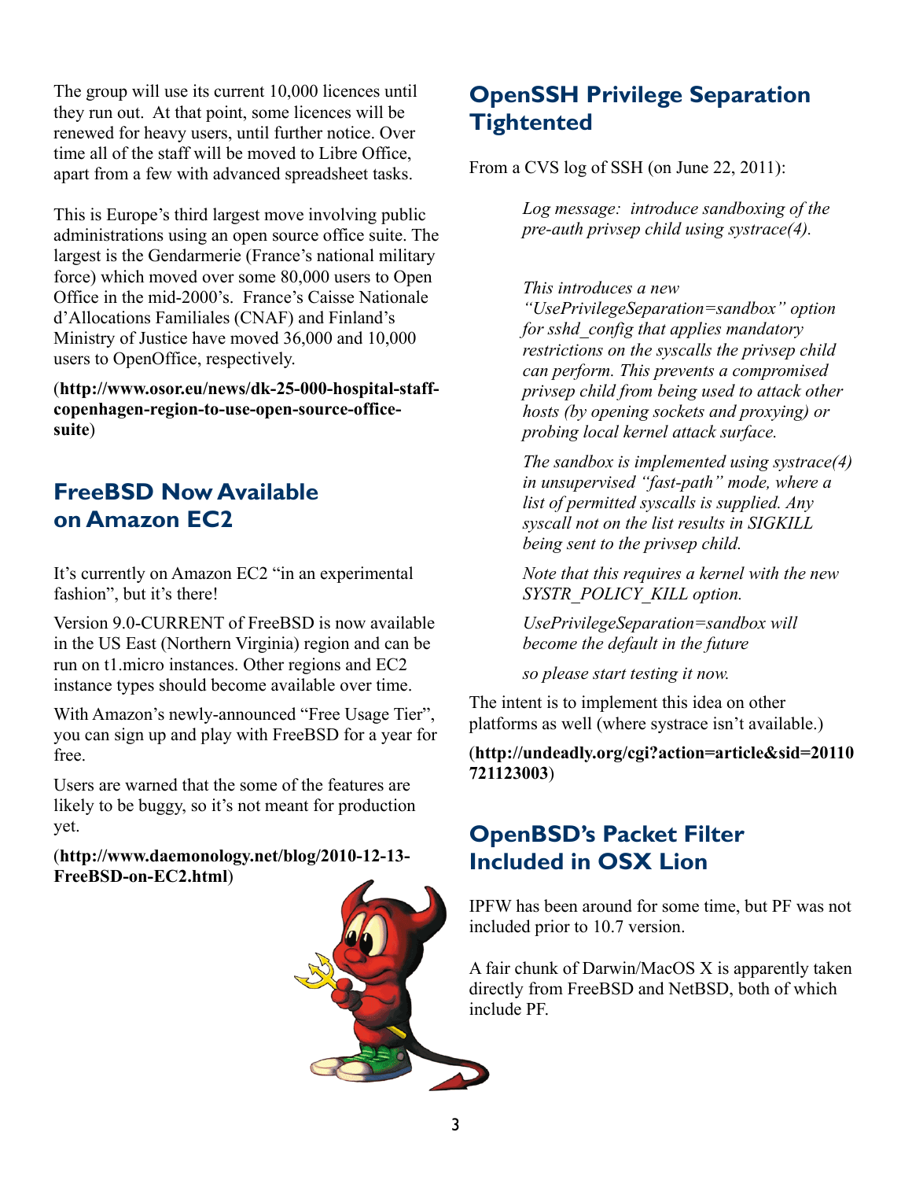The group will use its current 10,000 licences until they run out. At that point, some licences will be renewed for heavy users, until further notice. Over time all of the staff will be moved to Libre Office, apart from a few with advanced spreadsheet tasks.

This is Europe's third largest move involving public administrations using an open source office suite. The largest is the Gendarmerie (France's national military force) which moved over some 80,000 users to Open Office in the mid-2000's. France's Caisse Nationale d'Allocations Familiales (CNAF) and Finland's Ministry of Justice have moved 36,000 and 10,000 users to OpenOffice, respectively.

(**http://www.osor.eu/news/dk-25-000-hospital-staff-copenhagen-region-to-use-open-source-office-suite**)

## FreeBSD Now Available on Amazon EC2

It's currently on Amazon EC2 "in an experimental fashion", but it's there!

Version 9.0-CURRENT of FreeBSD is now available in the US East (Northern Virginia) region and can be run on t1.micro instances. Other regions and EC2 instance types should become available over time.

With Amazon's newly-announced "Free Usage Tier", you can sign up and play with FreeBSD for a year for free.

Users are warned that the some of the features are likely to be buggy, so it's not meant for production yet.

(**http://www.daemonology.net/blog/2010-12-13-FreeBSD-on-EC2.html**)

## OpenSSH Privilege Separation Tightented

From a CVS log of SSH (on June 22, 2011):

> *Log message: introduce sandboxing of the pre-auth privsep child using systrace(4).*
>
> *This introduces a new "UsePrivilegeSeparation=sandbox" option for sshd_config that applies mandatory restrictions on the syscalls the privsep child can perform. This prevents a compromised privsep child from being used to attack other hosts (by opening sockets and proxying) or probing local kernel attack surface.*
>
> *The sandbox is implemented using systrace(4) in unsupervised "fast-path" mode, where a list of permitted syscalls is supplied. Any syscall not on the list results in SIGKILL being sent to the privsep child.*
>
> *Note that this requires a kernel with the new SYSTR_POLICY_KILL option.*
>
> *UsePrivilegeSeparation=sandbox will become the default in the future*
>
> *so please start testing it now.*

The intent is to implement this idea on other platforms as well (where systrace isn't available.)

(**http://undeadly.org/cgi?action=article&sid=20110721123003**)

## OpenBSD's Packet Filter Included in OSX Lion

IPFW has been around for some time, but PF was not included prior to 10.7 version.

A fair chunk of Darwin/MacOS X is apparently taken directly from FreeBSD and NetBSD, both of which include PF.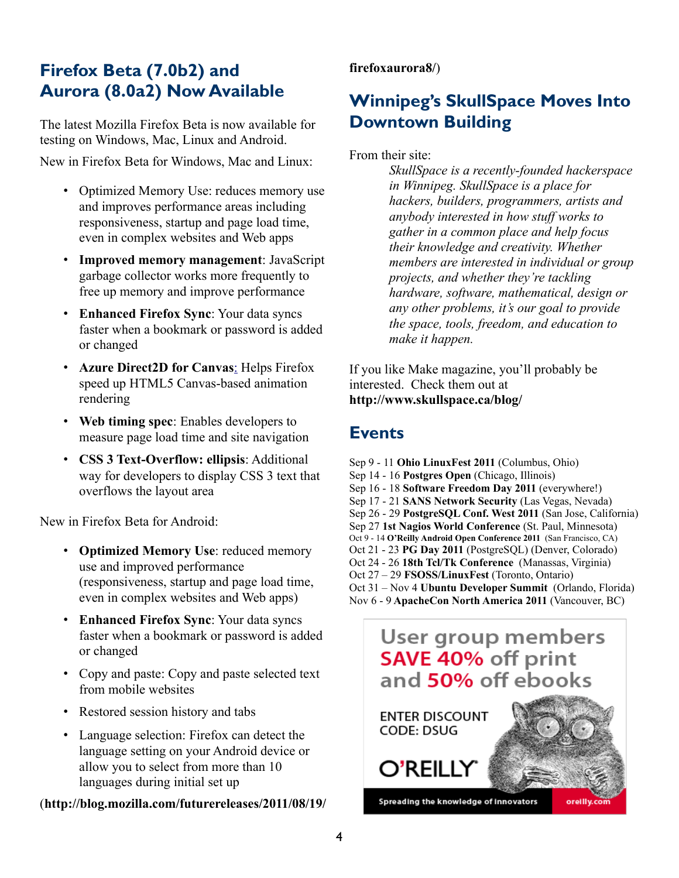## Firefox Beta (7.0b2) and Aurora (8.0a2) Now Available

The latest Mozilla Firefox Beta is now available for testing on Windows, Mac, Linux and Android.

New in Firefox Beta for Windows, Mac and Linux:

- Optimized Memory Use: reduces memory use and improves performance areas including responsiveness, startup and page load time, even in complex websites and Web apps
- **Improved memory management**: JavaScript garbage collector works more frequently to free up memory and improve performance
- **Enhanced Firefox Sync**: Your data syncs faster when a bookmark or password is added or changed
- **Azure Direct2D for Canvas**: Helps Firefox speed up HTML5 Canvas-based animation rendering
- **Web timing spec**: Enables developers to measure page load time and site navigation
- **CSS 3 Text-Overflow: ellipsis**: Additional way for developers to display CSS 3 text that overflows the layout area

New in Firefox Beta for Android:

- **Optimized Memory Use**: reduced memory use and improved performance (responsiveness, startup and page load time, even in complex websites and Web apps)
- **Enhanced Firefox Sync**: Your data syncs faster when a bookmark or password is added or changed
- Copy and paste: Copy and paste selected text from mobile websites
- Restored session history and tabs
- Language selection: Firefox can detect the language setting on your Android device or allow you to select from more than 10 languages during initial set up

(**http://blog.mozilla.com/futurereleases/2011/08/19/firefoxaurora8/**)

## Winnipeg's SkullSpace Moves Into Downtown Building

From their site:

> *SkullSpace is a recently-founded hackerspace in Winnipeg. SkullSpace is a place for hackers, builders, programmers, artists and anybody interested in how stuff works to gather in a common place and help focus their knowledge and creativity. Whether members are interested in individual or group projects, and whether they're tackling hardware, software, mathematical, design or any other problems, it's our goal to provide the space, tools, freedom, and education to make it happen.*

If you like Make magazine, you'll probably be interested. Check them out at **http://www.skullspace.ca/blog/**

## Events

Sep 9 - 11 **Ohio LinuxFest 2011** (Columbus, Ohio)
Sep 14 - 16 **Postgres Open** (Chicago, Illinois)
Sep 16 - 18 **Software Freedom Day 2011** (everywhere!)
Sep 17 - 21 **SANS Network Security** (Las Vegas, Nevada)
Sep 26 - 29 **PostgreSQL Conf. West 2011** (San Jose, California)
Sep 27 **1st Nagios World Conference** (St. Paul, Minnesota)
Oct 9 - 14 **O'Reilly Android Open Conference 2011** (San Francisco, CA)
Oct 21 - 23 **PG Day 2011** (PostgreSQL) (Denver, Colorado)
Oct 24 - 26 **18th Tcl/Tk Conference** (Manassas, Virginia)
Oct 27 – 29 **FSOSS/LinuxFest** (Toronto, Ontario)
Oct 31 – Nov 4 **Ubuntu Developer Summit** (Orlando, Florida)
Nov 6 - 9 **ApacheCon North America 2011** (Vancouver, BC)

User group members **SAVE 40%** off print and **50%** off ebooks

ENTER DISCOUNT CODE: DSUG

O'REILLY

Spreading the knowledge of innovators — oreilly.com